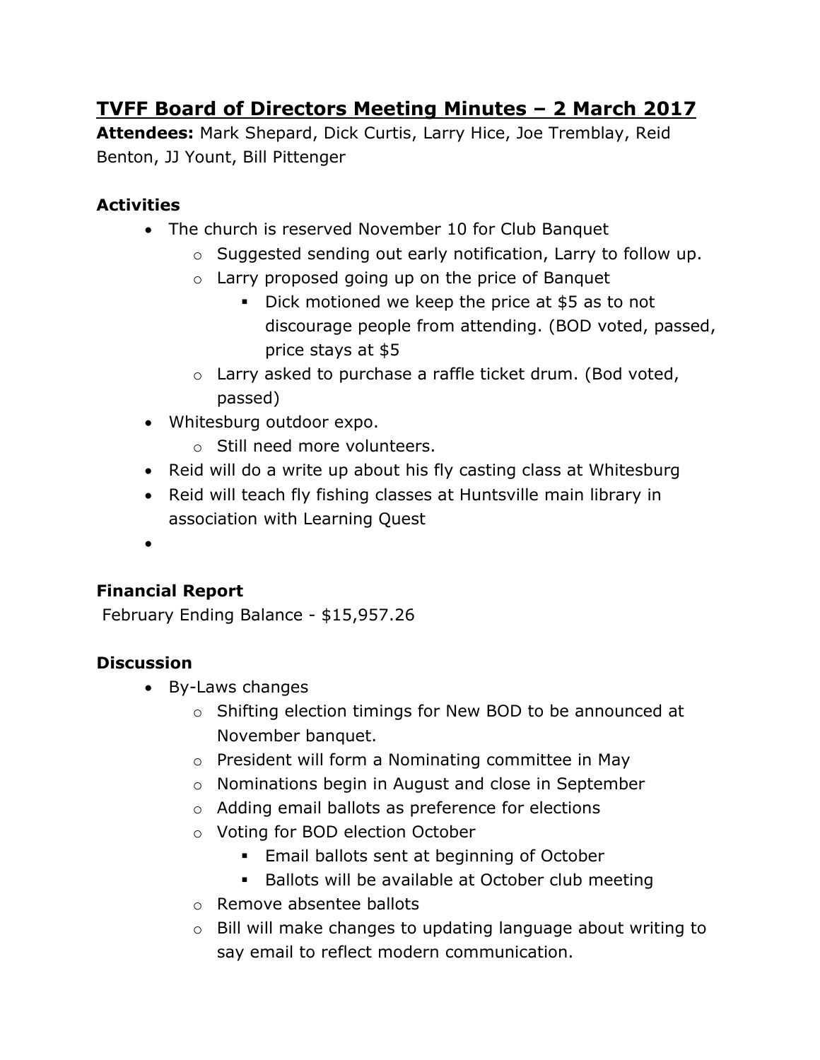# TVFF Board of Directors Meeting Minutes – 2 March 2017

**Attendees:** Mark Shepard, Dick Curtis, Larry Hice, Joe Tremblay, Reid Benton, JJ Yount, Bill Pittenger

### Activities

- The church is reserved November 10 for Club Banquet
  - Suggested sending out early notification, Larry to follow up.
  - Larry proposed going up on the price of Banquet
    - Dick motioned we keep the price at $5 as to not discourage people from attending. (BOD voted, passed, price stays at $5
  - Larry asked to purchase a raffle ticket drum. (Bod voted, passed)
- Whitesburg outdoor expo.
  - Still need more volunteers.
- Reid will do a write up about his fly casting class at Whitesburg
- Reid will teach fly fishing classes at Huntsville main library in association with Learning Quest
-

### Financial Report

February Ending Balance - $15,957.26

### Discussion

- By-Laws changes
  - Shifting election timings for New BOD to be announced at November banquet.
  - President will form a Nominating committee in May
  - Nominations begin in August and close in September
  - Adding email ballots as preference for elections
  - Voting for BOD election October
    - Email ballots sent at beginning of October
    - Ballots will be available at October club meeting
  - Remove absentee ballots
  - Bill will make changes to updating language about writing to say email to reflect modern communication.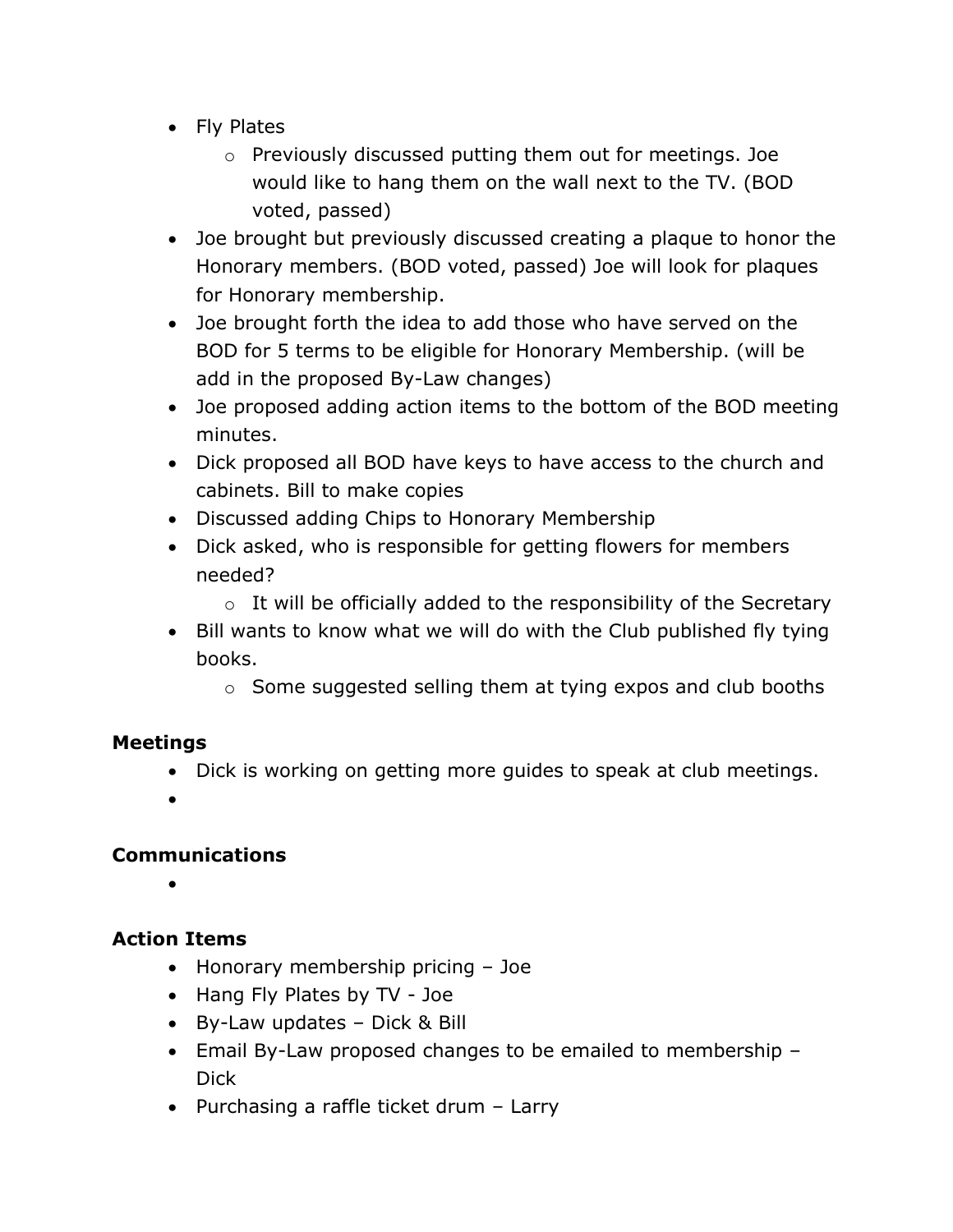- Fly Plates
    - Previously discussed putting them out for meetings. Joe would like to hang them on the wall next to the TV. (BOD voted, passed)
- Joe brought but previously discussed creating a plaque to honor the Honorary members. (BOD voted, passed) Joe will look for plaques for Honorary membership.
- Joe brought forth the idea to add those who have served on the BOD for 5 terms to be eligible for Honorary Membership. (will be add in the proposed By-Law changes)
- Joe proposed adding action items to the bottom of the BOD meeting minutes.
- Dick proposed all BOD have keys to have access to the church and cabinets. Bill to make copies
- Discussed adding Chips to Honorary Membership
- Dick asked, who is responsible for getting flowers for members needed?
    - It will be officially added to the responsibility of the Secretary
- Bill wants to know what we will do with the Club published fly tying books.
    - Some suggested selling them at tying expos and club booths

**Meetings**

- Dick is working on getting more guides to speak at club meetings.
-

**Communications**

-

**Action Items**

- Honorary membership pricing – Joe
- Hang Fly Plates by TV - Joe
- By-Law updates – Dick & Bill
- Email By-Law proposed changes to be emailed to membership – Dick
- Purchasing a raffle ticket drum – Larry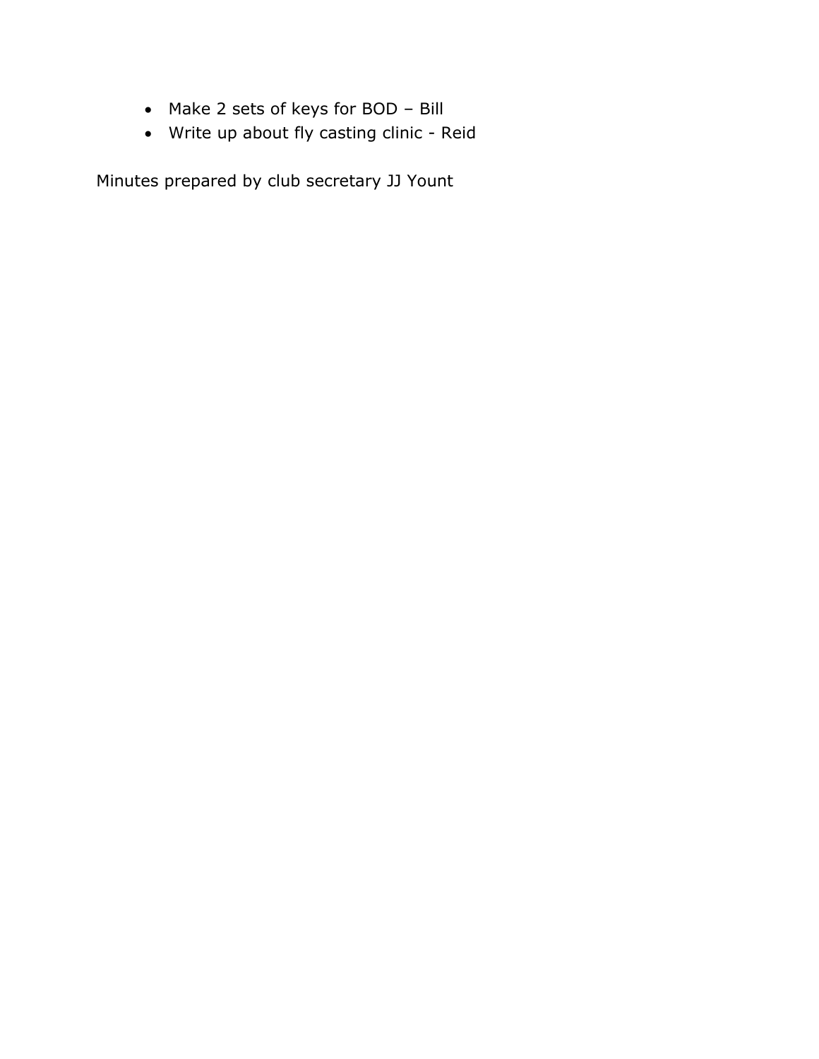- Make 2 sets of keys for BOD – Bill
- Write up about fly casting clinic - Reid

Minutes prepared by club secretary JJ Yount